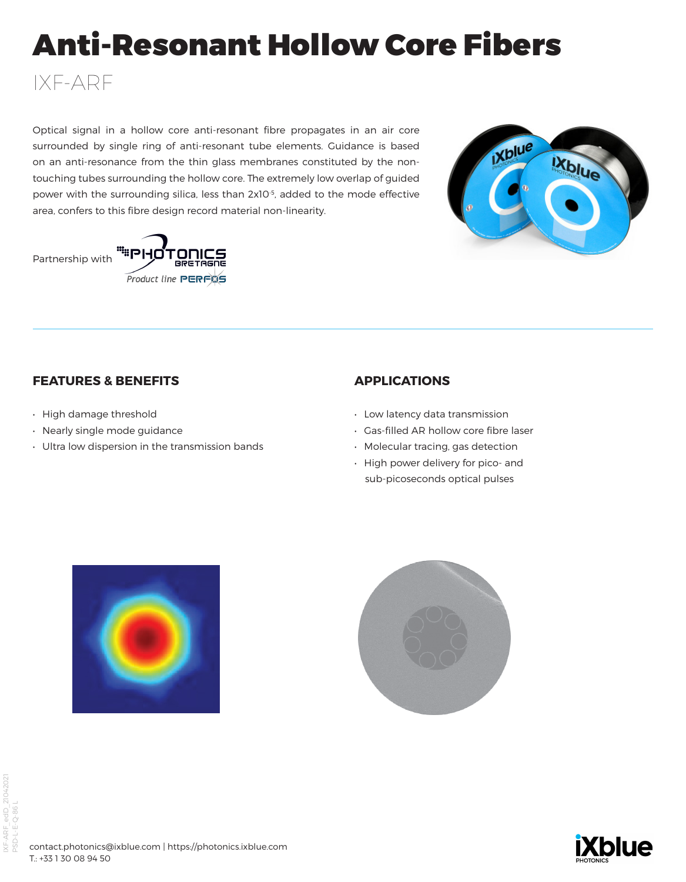# Anti-Resonant Hollow Core Fibers

## IXF-ARF

Optical signal in a hollow core anti-resonant fibre propagates in an air core surrounded by single ring of anti-resonant tube elements. Guidance is based on an anti-resonance from the thin glass membranes constituted by the non-touching tubes surrounding the hollow core. The extremely low overlap of guided power with the surrounding silica, less than $2x10^{-5}$, added to the mode effective area, confers to this fibre design record material non-linearity.

Partnership with PHOTONICS BRETAGNE Product line PERFOS

### FEATURES & BENEFITS

- High damage threshold
- Nearly single mode guidance
- Ultra low dispersion in the transmission bands

### APPLICATIONS

- Low latency data transmission
- Gas-filled AR hollow core fibre laser
- Molecular tracing, gas detection
- High power delivery for pico- and sub-picoseconds optical pulses

contact.photonics@ixblue.com | https://photonics.ixblue.com
T.: +33 1 30 08 94 50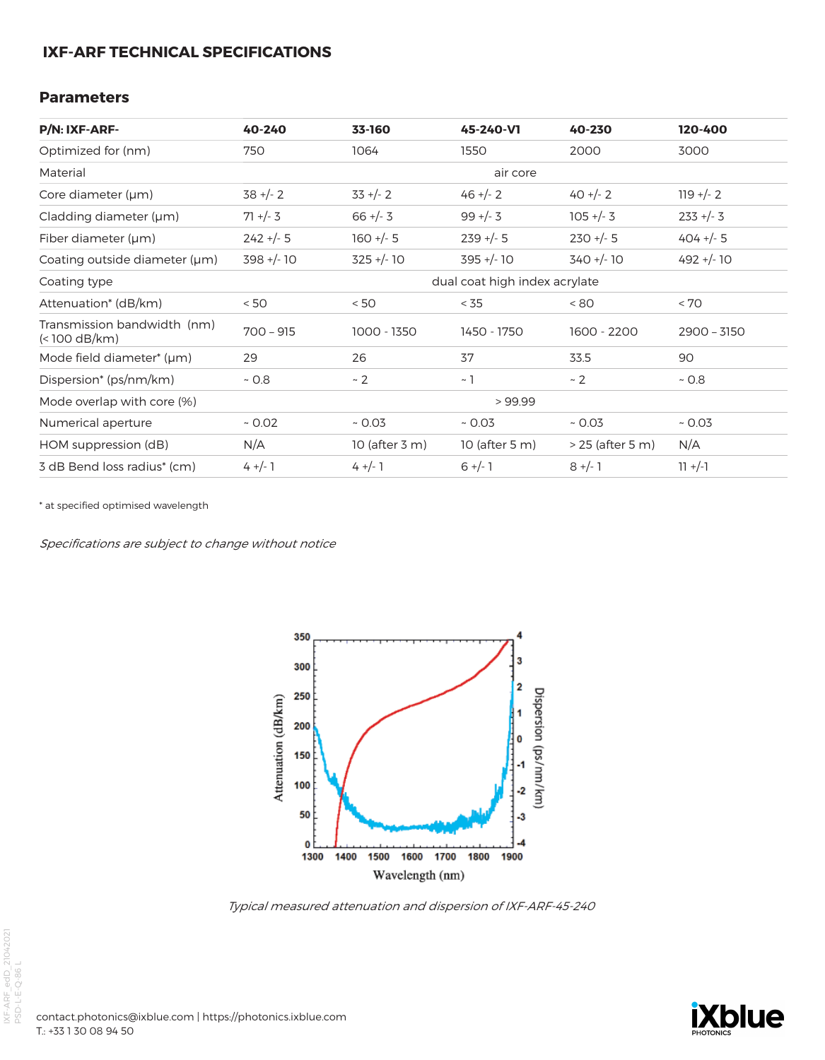## IXF-ARF TECHNICAL SPECIFICATIONS

### Parameters

| P/N: IXF-ARF- | 40-240 | 33-160 | 45-240-V1 | 40-230 | 120-400 |
|---|---|---|---|---|---|
| Optimized for (nm) | 750 | 1064 | 1550 | 2000 | 3000 |
| Material | | | air core | | |
| Core diameter (µm) | 38 +/- 2 | 33 +/- 2 | 46 +/- 2 | 40 +/- 2 | 119 +/- 2 |
| Cladding diameter (µm) | 71 +/- 3 | 66 +/- 3 | 99 +/- 3 | 105 +/- 3 | 233 +/- 3 |
| Fiber diameter (µm) | 242 +/- 5 | 160 +/- 5 | 239 +/- 5 | 230 +/- 5 | 404 +/- 5 |
| Coating outside diameter (µm) | 398 +/- 10 | 325 +/- 10 | 395 +/- 10 | 340 +/- 10 | 492 +/- 10 |
| Coating type | | | dual coat high index acrylate | | |
| Attenuation* (dB/km) | < 50 | < 50 | < 35 | < 80 | < 70 |
| Transmission bandwidth (nm) (< 100 dB/km) | 700 – 915 | 1000 - 1350 | 1450 - 1750 | 1600 - 2200 | 2900 – 3150 |
| Mode field diameter* (µm) | 29 | 26 | 37 | 33.5 | 90 |
| Dispersion* (ps/nm/km) | ~ 0.8 | ~ 2 | ~ 1 | ~ 2 | ~ 0.8 |
| Mode overlap with core (%) | | | > 99.99 | | |
| Numerical aperture | ~ 0.02 | ~ 0.03 | ~ 0.03 | ~ 0.03 | ~ 0.03 |
| HOM suppression (dB) | N/A | 10 (after 3 m) | 10 (after 5 m) | > 25 (after 5 m) | N/A |
| 3 dB Bend loss radius* (cm) | 4 +/- 1 | 4 +/- 1 | 6 +/- 1 | 8 +/- 1 | 11 +/-1 |

\* at specified optimised wavelength

*Specifications are subject to change without notice*

Attenuation (dB/km)
350
300
250
200
150
100
50
0
Dispersion (ps/nm/km)
4
3
2
1
0
-1
-2
-3
-4
1300 1400 1500 1600 1700 1800 1900
Wavelength (nm)

*Typical measured attenuation and dispersion of IXF-ARF-45-240*

contact.photonics@ixblue.com | https://photonics.ixblue.com
T.: +33 1 30 08 94 50